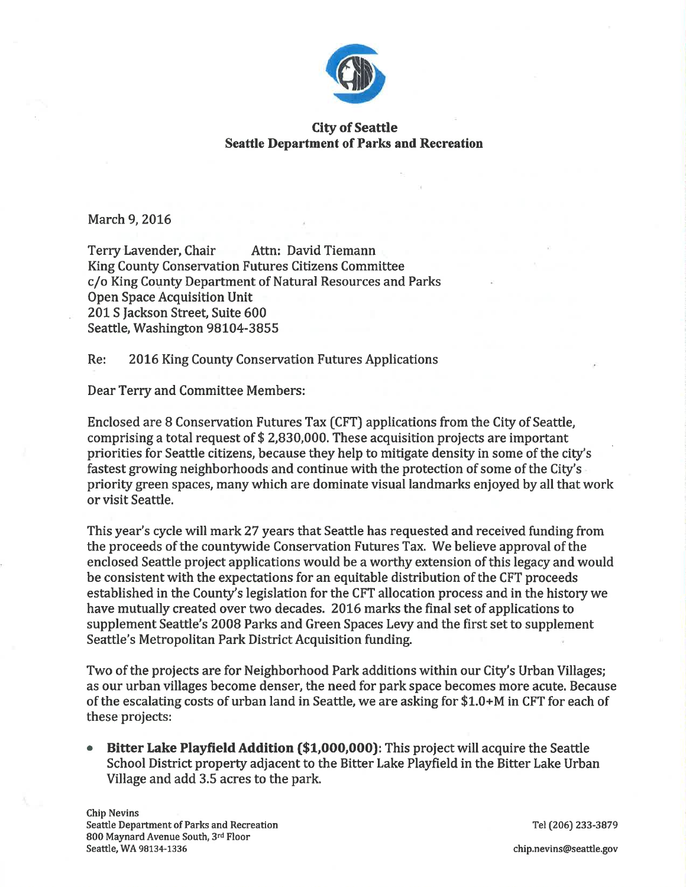**City of Seattle**
**Seattle Department of Parks and Recreation**

March 9, 2016

Terry Lavender, Chair    Attn: David Tiemann
King County Conservation Futures Citizens Committee
c/o King County Department of Natural Resources and Parks
Open Space Acquisition Unit
201 S Jackson Street, Suite 600
Seattle, Washington 98104-3855

Re: 2016 King County Conservation Futures Applications

Dear Terry and Committee Members:

Enclosed are 8 Conservation Futures Tax (CFT) applications from the City of Seattle, comprising a total request of $ 2,830,000. These acquisition projects are important priorities for Seattle citizens, because they help to mitigate density in some of the city's fastest growing neighborhoods and continue with the protection of some of the City's priority green spaces, many which are dominate visual landmarks enjoyed by all that work or visit Seattle.

This year's cycle will mark 27 years that Seattle has requested and received funding from the proceeds of the countywide Conservation Futures Tax. We believe approval of the enclosed Seattle project applications would be a worthy extension of this legacy and would be consistent with the expectations for an equitable distribution of the CFT proceeds established in the County's legislation for the CFT allocation process and in the history we have mutually created over two decades. 2016 marks the final set of applications to supplement Seattle's 2008 Parks and Green Spaces Levy and the first set to supplement Seattle's Metropolitan Park District Acquisition funding.

Two of the projects are for Neighborhood Park additions within our City's Urban Villages; as our urban villages become denser, the need for park space becomes more acute. Because of the escalating costs of urban land in Seattle, we are asking for $1.0+M in CFT for each of these projects:

- **Bitter Lake Playfield Addition ($1,000,000)**: This project will acquire the Seattle School District property adjacent to the Bitter Lake Playfield in the Bitter Lake Urban Village and add 3.5 acres to the park.

Chip Nevins
Seattle Department of Parks and Recreation
800 Maynard Avenue South, 3rd Floor
Seattle, WA 98134-1336

Tel (206) 233-3879

chip.nevins@seattle.gov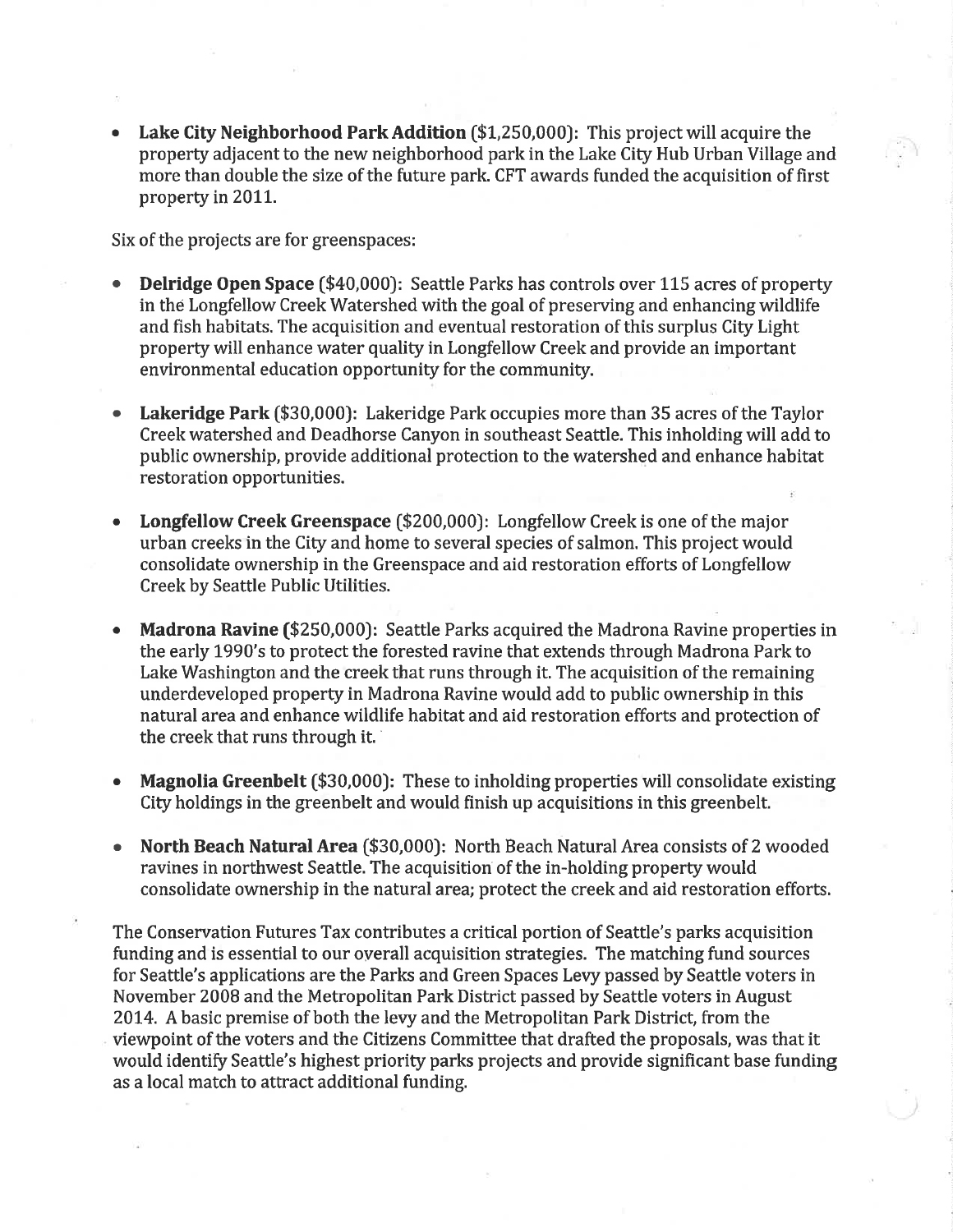- **Lake City Neighborhood Park Addition** ($1,250,000): This project will acquire the property adjacent to the new neighborhood park in the Lake City Hub Urban Village and more than double the size of the future park. CFT awards funded the acquisition of first property in 2011.

Six of the projects are for greenspaces:

- **Delridge Open Space** ($40,000): Seattle Parks has controls over 115 acres of property in the Longfellow Creek Watershed with the goal of preserving and enhancing wildlife and fish habitats. The acquisition and eventual restoration of this surplus City Light property will enhance water quality in Longfellow Creek and provide an important environmental education opportunity for the community.

- **Lakeridge Park** ($30,000): Lakeridge Park occupies more than 35 acres of the Taylor Creek watershed and Deadhorse Canyon in southeast Seattle. This inholding will add to public ownership, provide additional protection to the watershed and enhance habitat restoration opportunities.

- **Longfellow Creek Greenspace** ($200,000): Longfellow Creek is one of the major urban creeks in the City and home to several species of salmon. This project would consolidate ownership in the Greenspace and aid restoration efforts of Longfellow Creek by Seattle Public Utilities.

- **Madrona Ravine (**$250,000): Seattle Parks acquired the Madrona Ravine properties in the early 1990's to protect the forested ravine that extends through Madrona Park to Lake Washington and the creek that runs through it. The acquisition of the remaining underdeveloped property in Madrona Ravine would add to public ownership in this natural area and enhance wildlife habitat and aid restoration efforts and protection of the creek that runs through it.

- **Magnolia Greenbelt** ($30,000): These to inholding properties will consolidate existing City holdings in the greenbelt and would finish up acquisitions in this greenbelt.

- **North Beach Natural Area** ($30,000): North Beach Natural Area consists of 2 wooded ravines in northwest Seattle. The acquisition of the in-holding property would consolidate ownership in the natural area; protect the creek and aid restoration efforts.

The Conservation Futures Tax contributes a critical portion of Seattle's parks acquisition funding and is essential to our overall acquisition strategies. The matching fund sources for Seattle's applications are the Parks and Green Spaces Levy passed by Seattle voters in November 2008 and the Metropolitan Park District passed by Seattle voters in August 2014. A basic premise of both the levy and the Metropolitan Park District, from the viewpoint of the voters and the Citizens Committee that drafted the proposals, was that it would identify Seattle's highest priority parks projects and provide significant base funding as a local match to attract additional funding.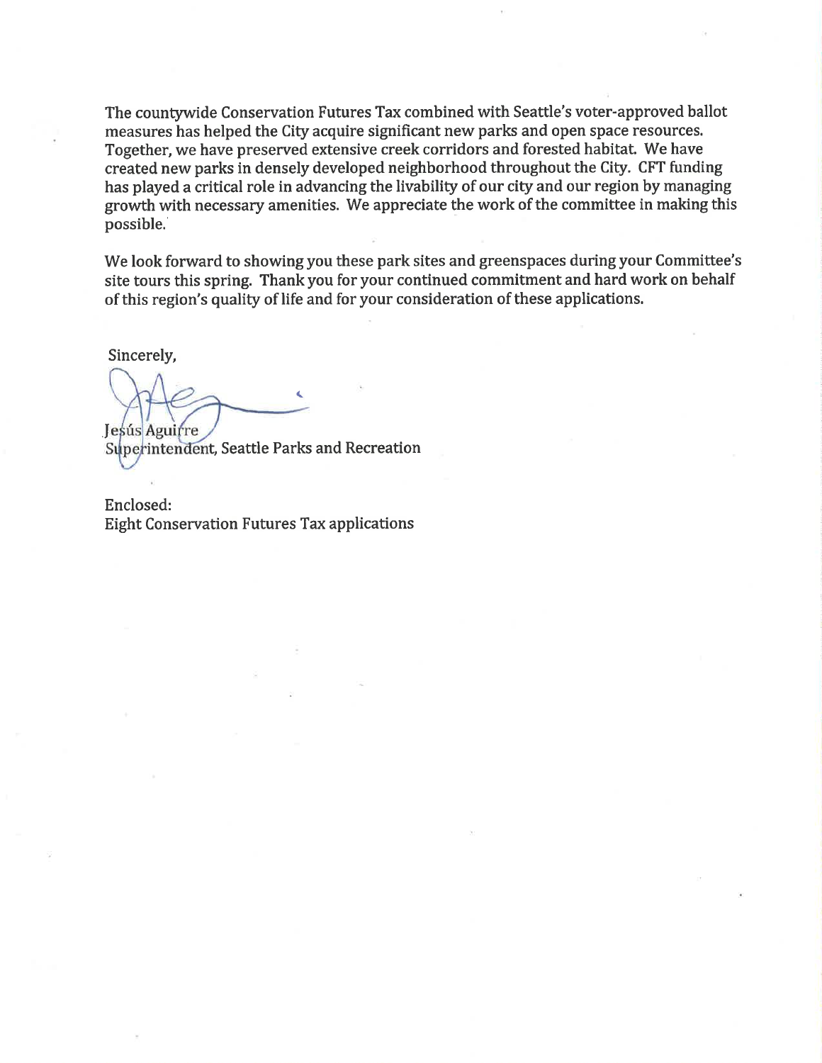The countywide Conservation Futures Tax combined with Seattle's voter-approved ballot measures has helped the City acquire significant new parks and open space resources. Together, we have preserved extensive creek corridors and forested habitat. We have created new parks in densely developed neighborhood throughout the City. CFT funding has played a critical role in advancing the livability of our city and our region by managing growth with necessary amenities. We appreciate the work of the committee in making this possible.

We look forward to showing you these park sites and greenspaces during your Committee's site tours this spring. Thank you for your continued commitment and hard work on behalf of this region's quality of life and for your consideration of these applications.

Sincerely,

Jesús Aguirre
Superintendent, Seattle Parks and Recreation

Enclosed:
Eight Conservation Futures Tax applications